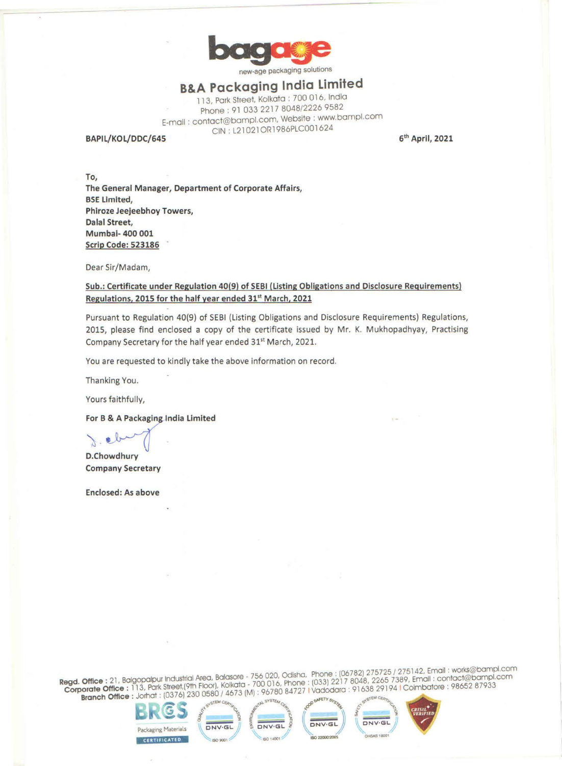bagage

new-age packaging solutions

## B&A Packaging India Limited

113, Park Street, Kolkata : 700 016, India
Phone : 91 033 2217 8048/2226 9582
E-mail : contact@bampl.com, Website : www.bampl.com
CIN : L21021OR1986PLC001624

**BAPIL/KOL/DDC/645** **6th April, 2021**

**To,**
**The General Manager, Department of Corporate Affairs,**
**BSE Limited,**
**Phiroze Jeejeebhoy Towers,**
**Dalal Street,**
**Mumbai- 400 001**
**Scrip Code: 523186**

Dear Sir/Madam,

**Sub.: Certificate under Regulation 40(9) of SEBI (Listing Obligations and Disclosure Requirements) Regulations, 2015 for the half year ended 31st March, 2021**

Pursuant to Regulation 40(9) of SEBI (Listing Obligations and Disclosure Requirements) Regulations, 2015, please find enclosed a copy of the certificate issued by Mr. K. Mukhopadhyay, Practising Company Secretary for the half year ended 31st March, 2021.

You are requested to kindly take the above information on record.

Thanking You.

Yours faithfully,

**For B & A Packaging India Limited**

**D.Chowdhury**
**Company Secretary**

**Enclosed: As above**

**Regd. Office** : 21, Balgopalpur Industrial Area, Balasore - 756 020, Odisha, Phone : (06782) 275725 / 275142, Email : works@bampl.com
**Corporate Office** : 113, Park Street,(9th Floor), Kolkata - 700 016, Phone : (033) 2217 8048, 2265 7389, Email : contact@bampl.com
**Branch Office** : Jorhat : (0376) 230 0580 / 4673 (M) : 96780 84727 | Vadodara : 91638 29194 | Coimbatore : 98652 87933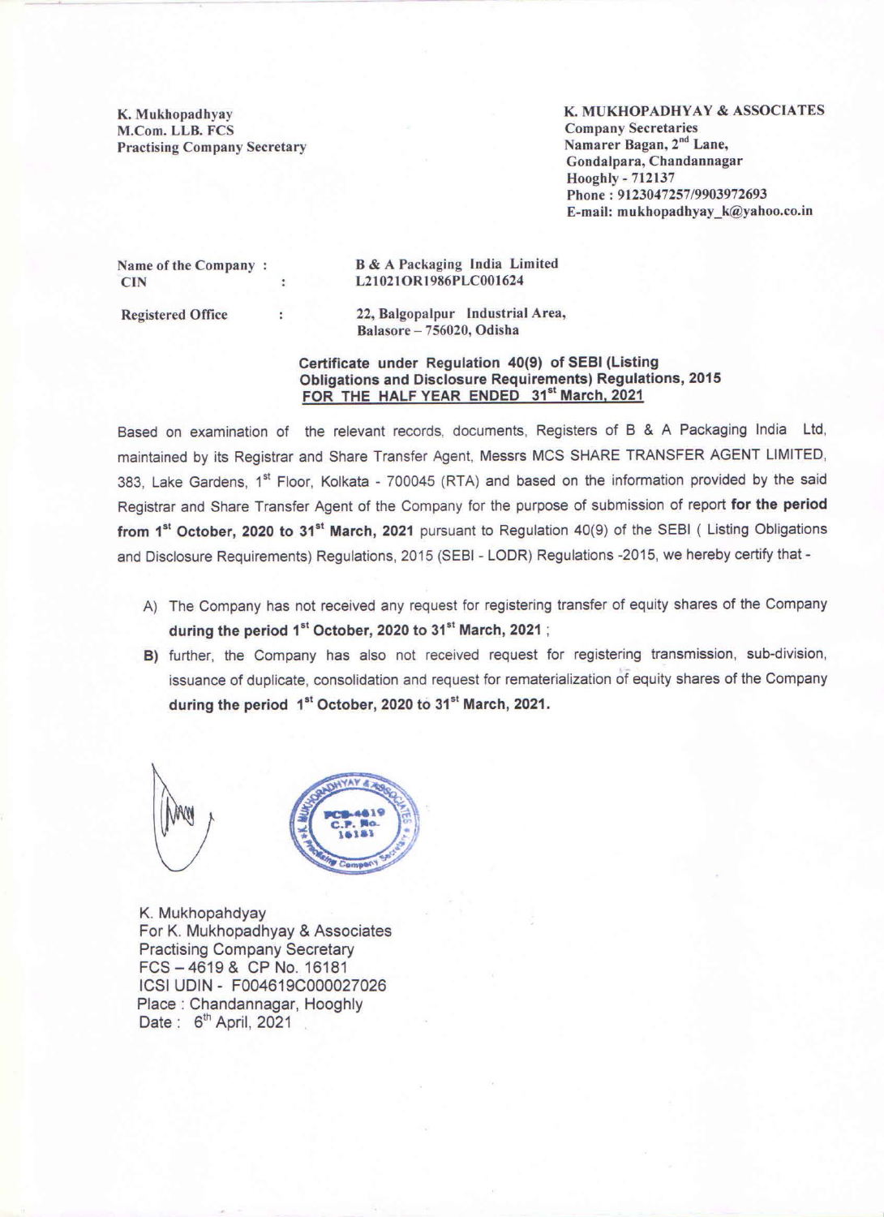K. Mukhopadhyay
M.Com. LLB. FCS
Practising Company Secretary

**K. MUKHOPADHYAY & ASSOCIATES**
Company Secretaries
Namarer Bagan, 2nd Lane,
Gondalpara, Chandannagar
Hooghly - 712137
Phone : 9123047257/9903972693
E-mail: mukhopadhyay_k@yahoo.co.in

| | | |
|---|---|---|
| Name of the Company | : | B & A Packaging India Limited |
| CIN | : | L21021OR1986PLC001624 |
| Registered Office | : | 22, Balgopalpur Industrial Area, Balasore – 756020, Odisha |

**Certificate under Regulation 40(9) of SEBI (Listing Obligations and Disclosure Requirements) Regulations, 2015**
**FOR THE HALF YEAR ENDED 31st March, 2021**

Based on examination of the relevant records, documents, Registers of B & A Packaging India Ltd, maintained by its Registrar and Share Transfer Agent, Messrs MCS SHARE TRANSFER AGENT LIMITED, 383, Lake Gardens, 1st Floor, Kolkata - 700045 (RTA) and based on the information provided by the said Registrar and Share Transfer Agent of the Company for the purpose of submission of report **for the period from 1st October, 2020 to 31st March, 2021** pursuant to Regulation 40(9) of the SEBI ( Listing Obligations and Disclosure Requirements) Regulations, 2015 (SEBI - LODR) Regulations -2015, we hereby certify that -

A) The Company has not received any request for registering transfer of equity shares of the Company **during the period 1st October, 2020 to 31st March, 2021** ;

B) further, the Company has also not received request for registering transmission, sub-division, issuance of duplicate, consolidation and request for rematerialization of equity shares of the Company **during the period 1st October, 2020 to 31st March, 2021.**

K. Mukhopahdyay
For K. Mukhopadhyay & Associates
Practising Company Secretary
FCS – 4619 & CP No. 16181
ICSI UDIN - F004619C000027026
Place : Chandannagar, Hooghly
Date : 6th April, 2021